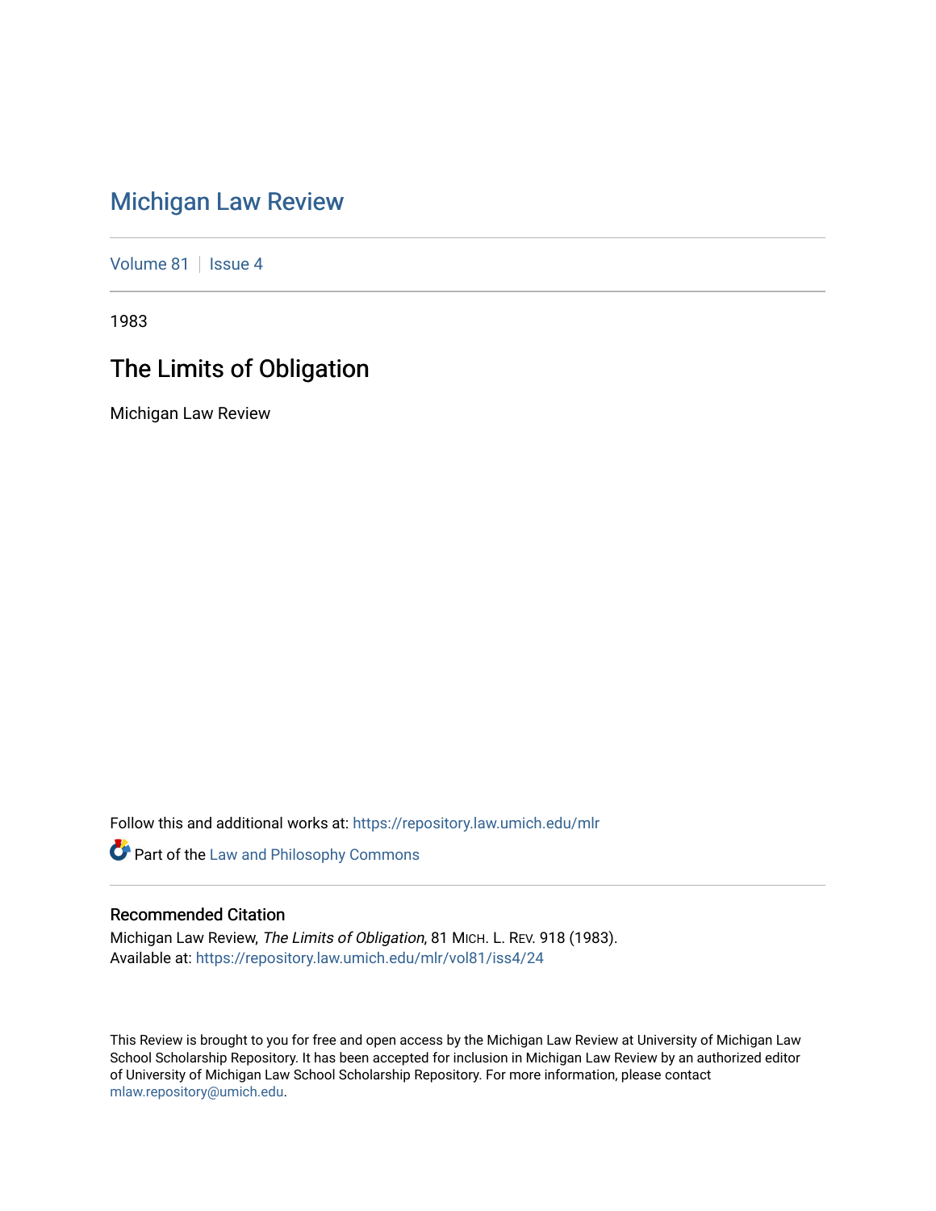# Michigan Law Review

Volume 81 | Issue 4

1983

## The Limits of Obligation

Michigan Law Review

Follow this and additional works at: https://repository.law.umich.edu/mlr

Part of the Law and Philosophy Commons

### Recommended Citation

Michigan Law Review, *The Limits of Obligation*, 81 MICH. L. REV. 918 (1983).
Available at: https://repository.law.umich.edu/mlr/vol81/iss4/24

This Review is brought to you for free and open access by the Michigan Law Review at University of Michigan Law School Scholarship Repository. It has been accepted for inclusion in Michigan Law Review by an authorized editor of University of Michigan Law School Scholarship Repository. For more information, please contact mlaw.repository@umich.edu.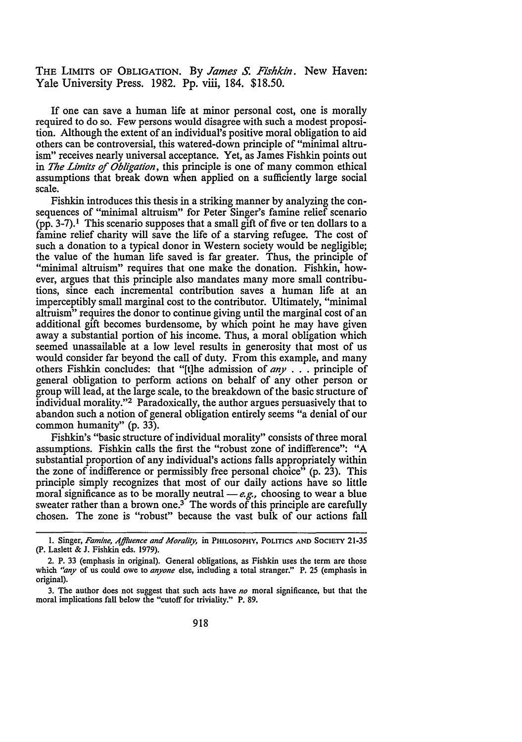THE LIMITS OF OBLIGATION. By *James S. Fishkin*. New Haven: Yale University Press. 1982. Pp. viii, 184. $18.50.

If one can save a human life at minor personal cost, one is morally required to do so. Few persons would disagree with such a modest proposition. Although the extent of an individual's positive moral obligation to aid others can be controversial, this watered-down principle of "minimal altruism" receives nearly universal acceptance. Yet, as James Fishkin points out in *The Limits of Obligation*, this principle is one of many common ethical assumptions that break down when applied on a sufficiently large social scale.

Fishkin introduces this thesis in a striking manner by analyzing the consequences of "minimal altruism" for Peter Singer's famine relief scenario (pp. 3-7).[1] This scenario supposes that a small gift of five or ten dollars to a famine relief charity will save the life of a starving refugee. The cost of such a donation to a typical donor in Western society would be negligible; the value of the human life saved is far greater. Thus, the principle of "minimal altruism" requires that one make the donation. Fishkin, however, argues that this principle also mandates many more small contributions, since each incremental contribution saves a human life at an imperceptibly small marginal cost to the contributor. Ultimately, "minimal altruism" requires the donor to continue giving until the marginal cost of an additional gift becomes burdensome, by which point he may have given away a substantial portion of his income. Thus, a moral obligation which seemed unassailable at a low level results in generosity that most of us would consider far beyond the call of duty. From this example, and many others Fishkin concludes: that "[t]he admission of *any* . . . principle of general obligation to perform actions on behalf of any other person or group will lead, at the large scale, to the breakdown of the basic structure of individual morality."[2] Paradoxically, the author argues persuasively that to abandon such a notion of general obligation entirely seems "a denial of our common humanity" (p. 33).

Fishkin's "basic structure of individual morality" consists of three moral assumptions. Fishkin calls the first the "robust zone of indifference": "A substantial proportion of any individual's actions falls appropriately within the zone of indifference or permissibly free personal choice" (p. 23). This principle simply recognizes that most of our daily actions have so little moral significance as to be morally neutral — *e.g.*, choosing to wear a blue sweater rather than a brown one.[3] The words of this principle are carefully chosen. The zone is "robust" because the vast bulk of our actions fall

1. Singer, *Famine, Affluence and Morality*, in PHILOSOPHY, POLITICS AND SOCIETY 21-35 (P. Laslett & J. Fishkin eds. 1979).

2. P. 33 (emphasis in original). General obligations, as Fishkin uses the term are those which "*any* of us could owe to *anyone* else, including a total stranger." P. 25 (emphasis in original).

3. The author does not suggest that such acts have *no* moral significance, but that the moral implications fall below the "cutoff for triviality." P. 89.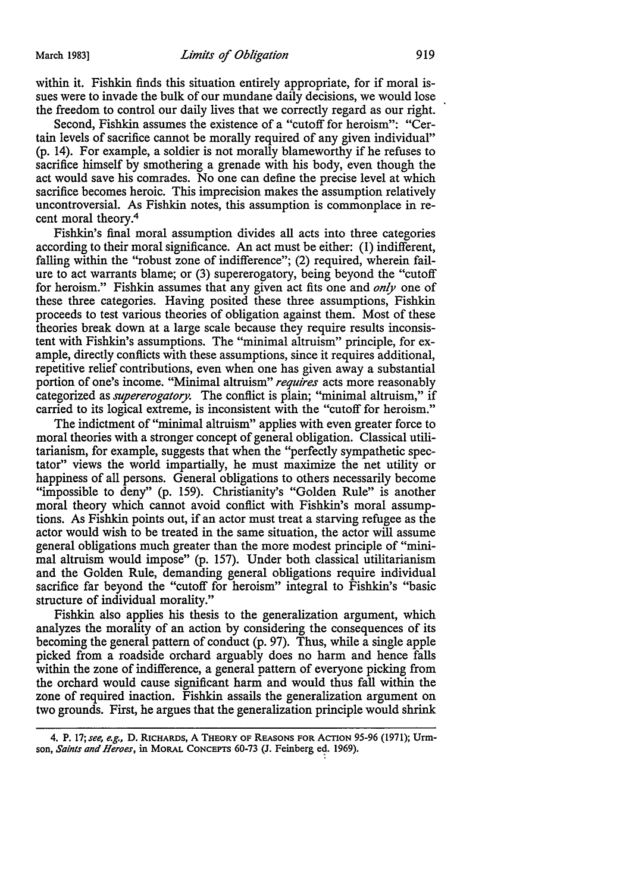within it. Fishkin finds this situation entirely appropriate, for if moral issues were to invade the bulk of our mundane daily decisions, we would lose the freedom to control our daily lives that we correctly regard as our right.

Second, Fishkin assumes the existence of a "cutoff for heroism": "Certain levels of sacrifice cannot be morally required of any given individual" (p. 14). For example, a soldier is not morally blameworthy if he refuses to sacrifice himself by smothering a grenade with his body, even though the act would save his comrades. No one can define the precise level at which sacrifice becomes heroic. This imprecision makes the assumption relatively uncontroversial. As Fishkin notes, this assumption is commonplace in recent moral theory.[4]

Fishkin's final moral assumption divides all acts into three categories according to their moral significance. An act must be either: (1) indifferent, falling within the "robust zone of indifference"; (2) required, wherein failure to act warrants blame; or (3) supererogatory, being beyond the "cutoff for heroism." Fishkin assumes that any given act fits one and *only* one of these three categories. Having posited these three assumptions, Fishkin proceeds to test various theories of obligation against them. Most of these theories break down at a large scale because they require results inconsistent with Fishkin's assumptions. The "minimal altruism" principle, for example, directly conflicts with these assumptions, since it requires additional, repetitive relief contributions, even when one has given away a substantial portion of one's income. "Minimal altruism" *requires* acts more reasonably categorized as *supererogatory*. The conflict is plain; "minimal altruism," if carried to its logical extreme, is inconsistent with the "cutoff for heroism."

The indictment of "minimal altruism" applies with even greater force to moral theories with a stronger concept of general obligation. Classical utilitarianism, for example, suggests that when the "perfectly sympathetic spectator" views the world impartially, he must maximize the net utility or happiness of all persons. General obligations to others necessarily become "impossible to deny" (p. 159). Christianity's "Golden Rule" is another moral theory which cannot avoid conflict with Fishkin's moral assumptions. As Fishkin points out, if an actor must treat a starving refugee as the actor would wish to be treated in the same situation, the actor will assume general obligations much greater than the more modest principle of "minimal altruism would impose" (p. 157). Under both classical utilitarianism and the Golden Rule, demanding general obligations require individual sacrifice far beyond the "cutoff for heroism" integral to Fishkin's "basic structure of individual morality."

Fishkin also applies his thesis to the generalization argument, which analyzes the morality of an action by considering the consequences of its becoming the general pattern of conduct (p. 97). Thus, while a single apple picked from a roadside orchard arguably does no harm and hence falls within the zone of indifference, a general pattern of everyone picking from the orchard would cause significant harm and would thus fall within the zone of required inaction. Fishkin assails the generalization argument on two grounds. First, he argues that the generalization principle would shrink

---

4. P. 17; *see, e.g.,* D. RICHARDS, A THEORY OF REASONS FOR ACTION 95-96 (1971); Urmson, *Saints and Heroes*, in MORAL CONCEPTS 60-73 (J. Feinberg ed. 1969).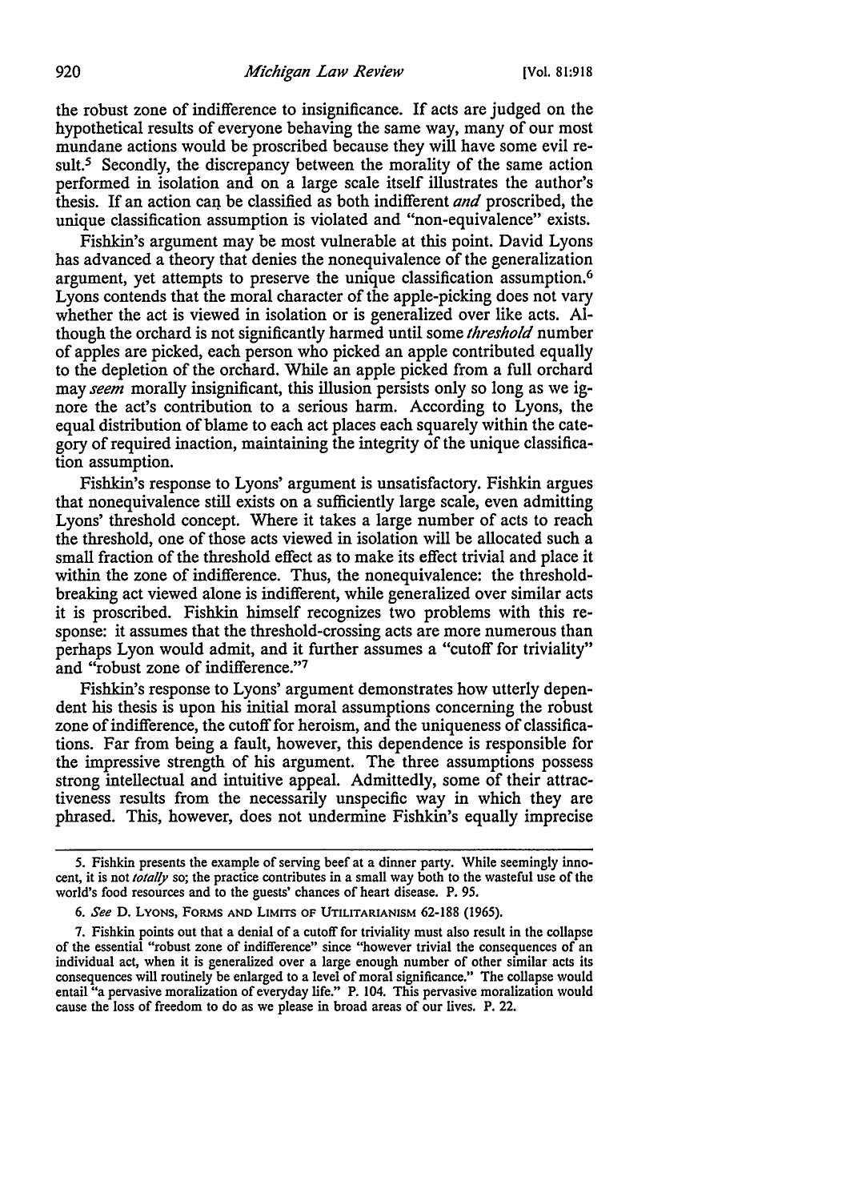the robust zone of indifference to insignificance. If acts are judged on the hypothetical results of everyone behaving the same way, many of our most mundane actions would be proscribed because they will have some evil result.[5] Secondly, the discrepancy between the morality of the same action performed in isolation and on a large scale itself illustrates the author's thesis. If an action can be classified as both indifferent *and* proscribed, the unique classification assumption is violated and "non-equivalence" exists.

Fishkin's argument may be most vulnerable at this point. David Lyons has advanced a theory that denies the nonequivalence of the generalization argument, yet attempts to preserve the unique classification assumption.[6] Lyons contends that the moral character of the apple-picking does not vary whether the act is viewed in isolation or is generalized over like acts. Although the orchard is not significantly harmed until some *threshold* number of apples are picked, each person who picked an apple contributed equally to the depletion of the orchard. While an apple picked from a full orchard may *seem* morally insignificant, this illusion persists only so long as we ignore the act's contribution to a serious harm. According to Lyons, the equal distribution of blame to each act places each squarely within the category of required inaction, maintaining the integrity of the unique classification assumption.

Fishkin's response to Lyons' argument is unsatisfactory. Fishkin argues that nonequivalence still exists on a sufficiently large scale, even admitting Lyons' threshold concept. Where it takes a large number of acts to reach the threshold, one of those acts viewed in isolation will be allocated such a small fraction of the threshold effect as to make its effect trivial and place it within the zone of indifference. Thus, the nonequivalence: the threshold-breaking act viewed alone is indifferent, while generalized over similar acts it is proscribed. Fishkin himself recognizes two problems with this response: it assumes that the threshold-crossing acts are more numerous than perhaps Lyon would admit, and it further assumes a "cutoff for triviality" and "robust zone of indifference."[7]

Fishkin's response to Lyons' argument demonstrates how utterly dependent his thesis is upon his initial moral assumptions concerning the robust zone of indifference, the cutoff for heroism, and the uniqueness of classifications. Far from being a fault, however, this dependence is responsible for the impressive strength of his argument. The three assumptions possess strong intellectual and intuitive appeal. Admittedly, some of their attractiveness results from the necessarily unspecific way in which they are phrased. This, however, does not undermine Fishkin's equally imprecise

---

5. Fishkin presents the example of serving beef at a dinner party. While seemingly innocent, it is not *totally* so; the practice contributes in a small way both to the wasteful use of the world's food resources and to the guests' chances of heart disease. P. 95.

6. *See* D. LYONS, FORMS AND LIMITS OF UTILITARIANISM 62-188 (1965).

7. Fishkin points out that a denial of a cutoff for triviality must also result in the collapse of the essential "robust zone of indifference" since "however trivial the consequences of an individual act, when it is generalized over a large enough number of other similar acts its consequences will routinely be enlarged to a level of moral significance." The collapse would entail "a pervasive moralization of everyday life." P. 104. This pervasive moralization would cause the loss of freedom to do as we please in broad areas of our lives. P. 22.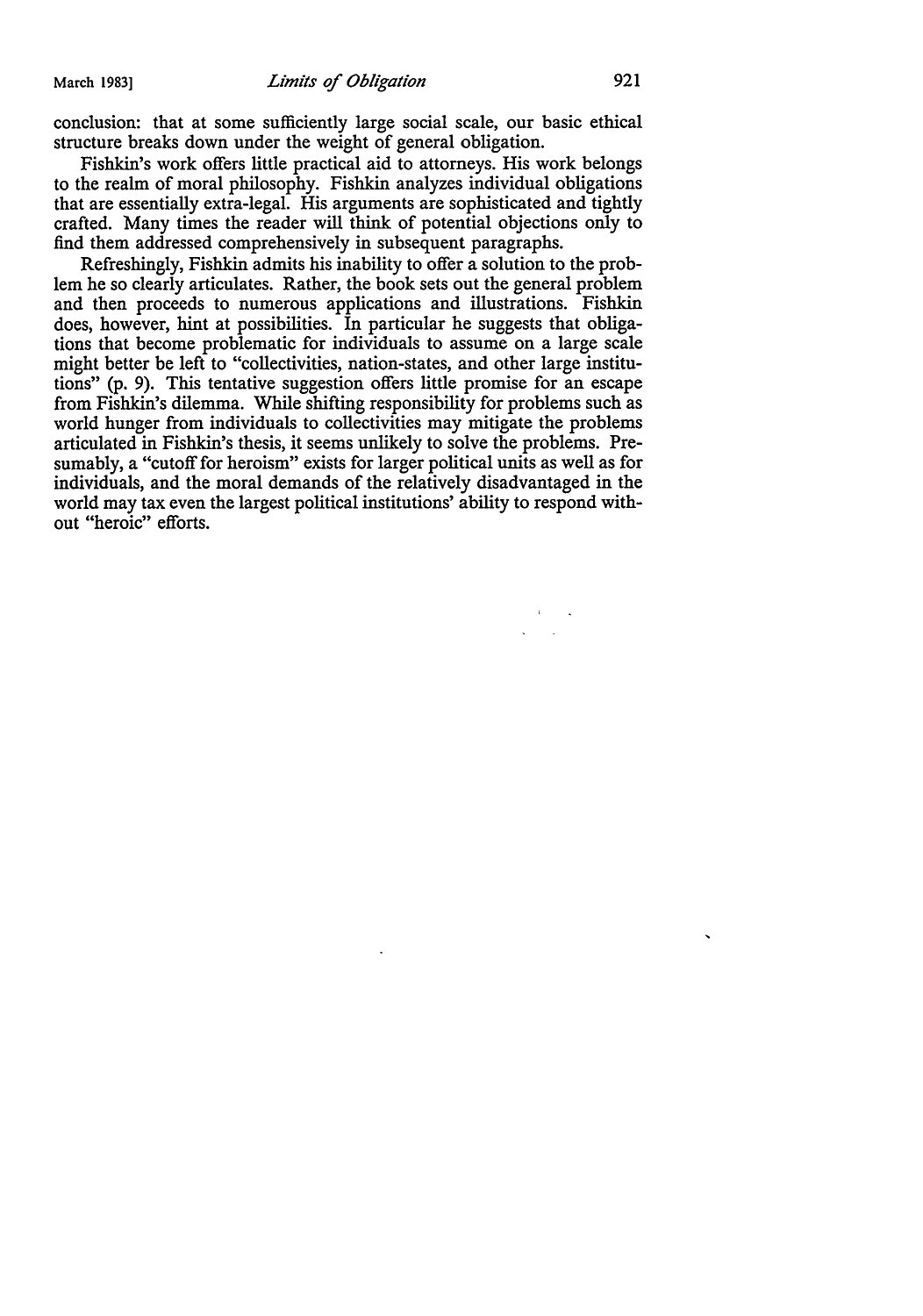conclusion: that at some sufficiently large social scale, our basic ethical structure breaks down under the weight of general obligation.

Fishkin's work offers little practical aid to attorneys. His work belongs to the realm of moral philosophy. Fishkin analyzes individual obligations that are essentially extra-legal. His arguments are sophisticated and tightly crafted. Many times the reader will think of potential objections only to find them addressed comprehensively in subsequent paragraphs.

Refreshingly, Fishkin admits his inability to offer a solution to the problem he so clearly articulates. Rather, the book sets out the general problem and then proceeds to numerous applications and illustrations. Fishkin does, however, hint at possibilities. In particular he suggests that obligations that become problematic for individuals to assume on a large scale might better be left to "collectivities, nation-states, and other large institutions" (p. 9). This tentative suggestion offers little promise for an escape from Fishkin's dilemma. While shifting responsibility for problems such as world hunger from individuals to collectivities may mitigate the problems articulated in Fishkin's thesis, it seems unlikely to solve the problems. Presumably, a "cutoff for heroism" exists for larger political units as well as for individuals, and the moral demands of the relatively disadvantaged in the world may tax even the largest political institutions' ability to respond without "heroic" efforts.